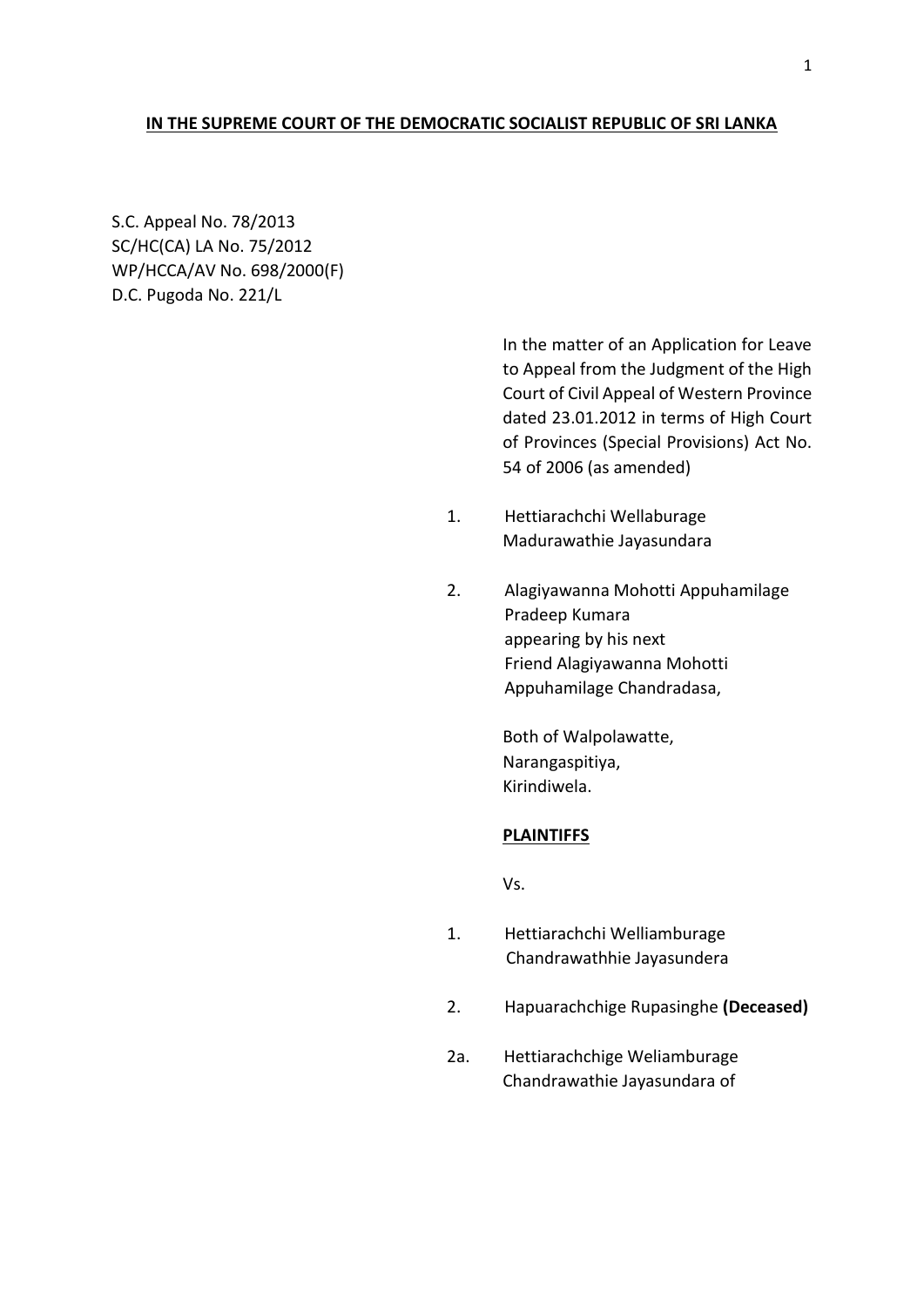**IN THE SUPREME COURT OF THE DEMOCRATIC SOCIALIST REPUBLIC OF SRI LANKA**

S.C. Appeal No. 78/2013
SC/HC(CA) LA No. 75/2012
WP/HCCA/AV No. 698/2000(F)
D.C. Pugoda No. 221/L

In the matter of an Application for Leave to Appeal from the Judgment of the High Court of Civil Appeal of Western Province dated 23.01.2012 in terms of High Court of Provinces (Special Provisions) Act No. 54 of 2006 (as amended)

1. Hettiarachchi Wellaburage Madurawathie Jayasundara

2. Alagiyawanna Mohotti Appuhamilage Pradeep Kumara appearing by his next Friend Alagiyawanna Mohotti Appuhamilage Chandradasa,

Both of Walpolawatte,
Narangaspitiya,
Kirindiwela.

**PLAINTIFFS**

Vs.

1. Hettiarachchi Welliamburage Chandrawathhie Jayasundera

2. Hapuarachchige Rupasinghe **(Deceased)**

2a. Hettiarachchige Weliamburage Chandrawathie Jayasundara of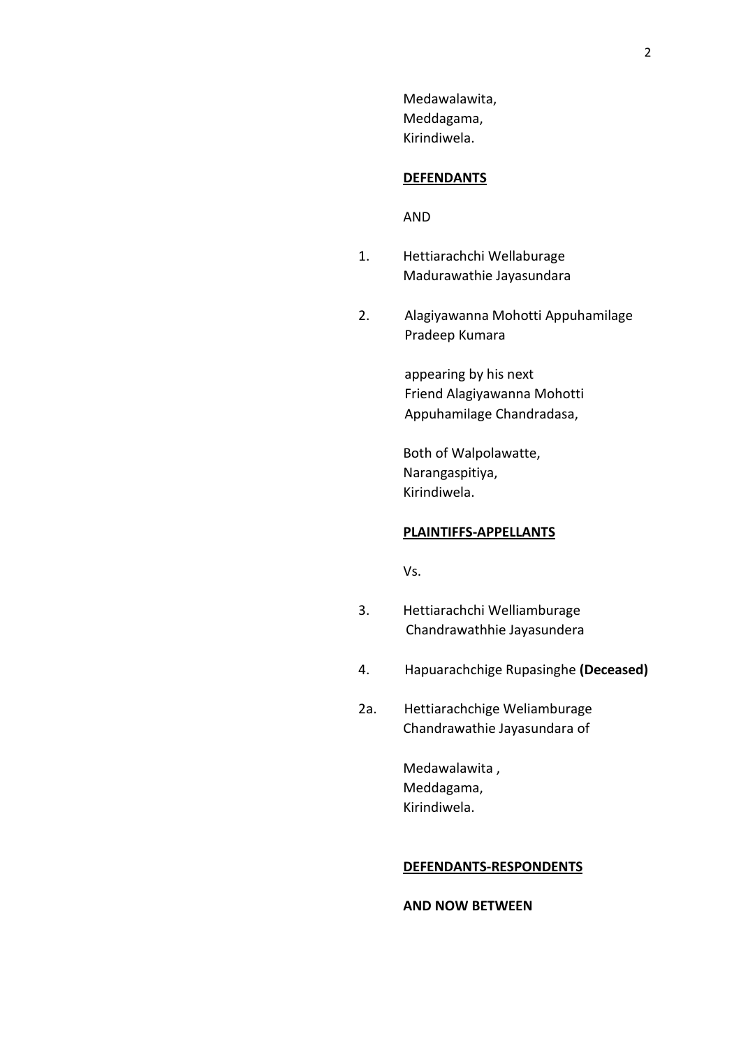Medawalawita,
Meddagama,
Kirindiwela.

**DEFENDANTS**

AND

1. Hettiarachchi Wellaburage Madurawathie Jayasundara

2. Alagiyawanna Mohotti Appuhamilage Pradeep Kumara

   appearing by his next Friend Alagiyawanna Mohotti Appuhamilage Chandradasa,

   Both of Walpolawatte,
   Narangaspitiya,
   Kirindiwela.

**PLAINTIFFS-APPELLANTS**

Vs.

3. Hettiarachchi Welliamburage Chandrawathhie Jayasundera

4. Hapuarachchige Rupasinghe **(Deceased)**

2a. Hettiarachchige Weliamburage Chandrawathie Jayasundara of

   Medawalawita ,
   Meddagama,
   Kirindiwela.

**DEFENDANTS-RESPONDENTS**

**AND NOW BETWEEN**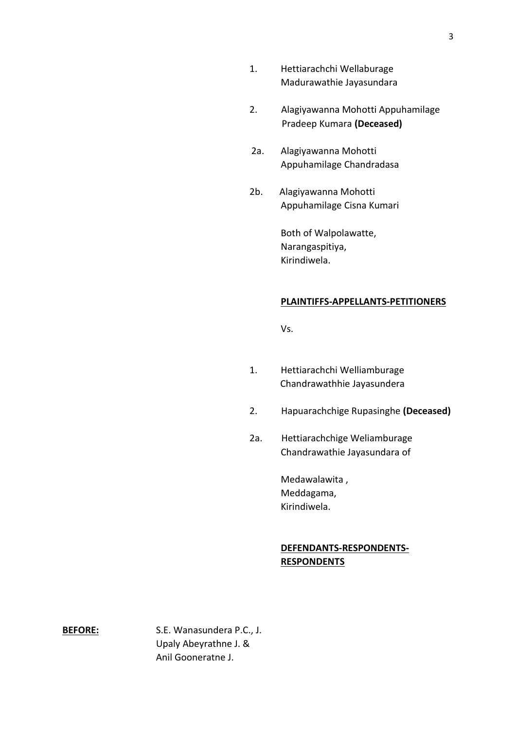1. Hettiarachchi Wellaburage Madurawathie Jayasundara

2. Alagiyawanna Mohotti Appuhamilage Pradeep Kumara **(Deceased)**

2a. Alagiyawanna Mohotti Appuhamilage Chandradasa

2b. Alagiyawanna Mohotti Appuhamilage Cisna Kumari

Both of Walpolawatte,
Narangaspitiya,
Kirindiwela.

**PLAINTIFFS-APPELLANTS-PETITIONERS**

Vs.

1. Hettiarachchi Welliamburage Chandrawathhie Jayasundera

2. Hapuarachchige Rupasinghe **(Deceased)**

2a. Hettiarachchige Weliamburage Chandrawathie Jayasundara of

Medawalawita ,
Meddagama,
Kirindiwela.

**DEFENDANTS-RESPONDENTS-RESPONDENTS**

**BEFORE:** S.E. Wanasundera P.C., J.
Upaly Abeyrathne J. &
Anil Gooneratne J.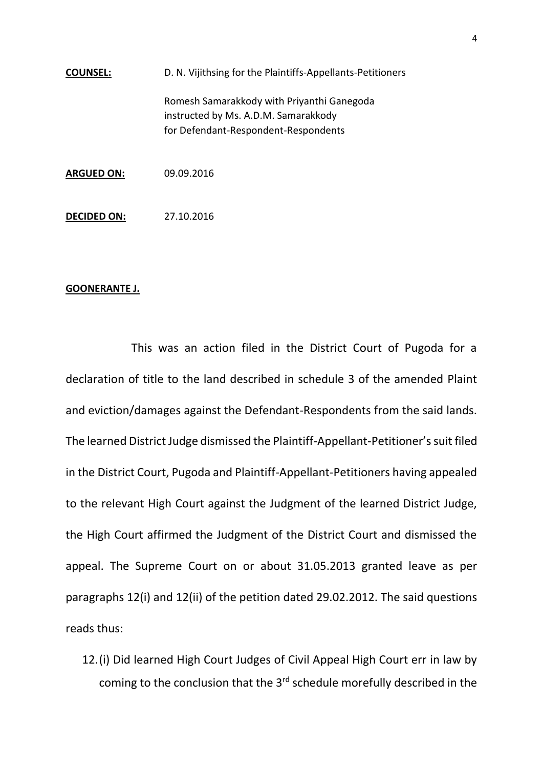**COUNSEL:** D. N. Vijithsing for the Plaintiffs-Appellants-Petitioners

Romesh Samarakkody with Priyanthi Ganegoda
instructed by Ms. A.D.M. Samarakkody
for Defendant-Respondent-Respondents

**ARGUED ON:** 09.09.2016

**DECIDED ON:** 27.10.2016

**GOONERANTE J.**

This was an action filed in the District Court of Pugoda for a declaration of title to the land described in schedule 3 of the amended Plaint and eviction/damages against the Defendant-Respondents from the said lands. The learned District Judge dismissed the Plaintiff-Appellant-Petitioner's suit filed in the District Court, Pugoda and Plaintiff-Appellant-Petitioners having appealed to the relevant High Court against the Judgment of the learned District Judge, the High Court affirmed the Judgment of the District Court and dismissed the appeal. The Supreme Court on or about 31.05.2013 granted leave as per paragraphs 12(i) and 12(ii) of the petition dated 29.02.2012. The said questions reads thus:

12. (i) Did learned High Court Judges of Civil Appeal High Court err in law by coming to the conclusion that the 3rd schedule morefully described in the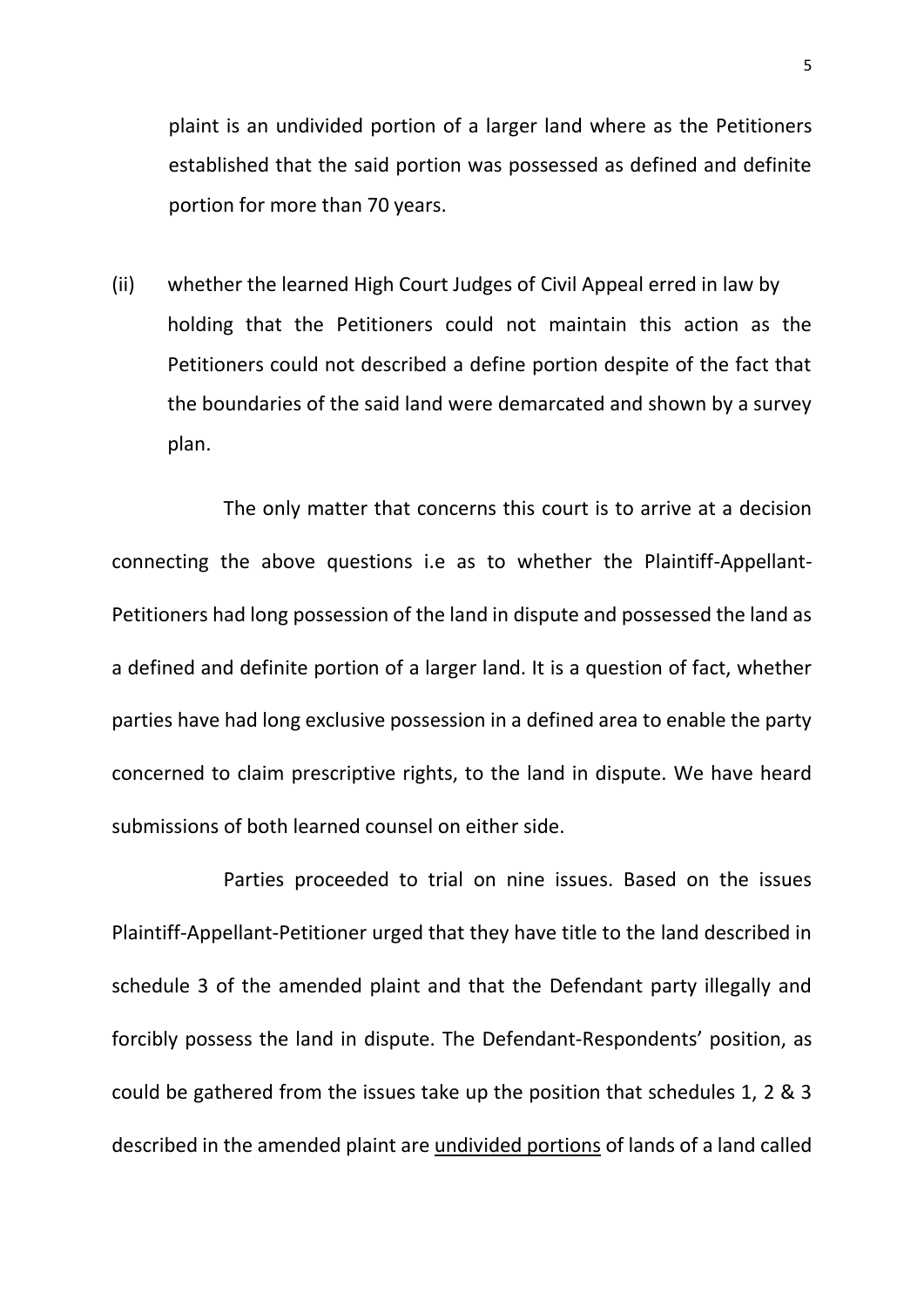plaint is an undivided portion of a larger land where as the Petitioners established that the said portion was possessed as defined and definite portion for more than 70 years.

(ii) whether the learned High Court Judges of Civil Appeal erred in law by holding that the Petitioners could not maintain this action as the Petitioners could not described a define portion despite of the fact that the boundaries of the said land were demarcated and shown by a survey plan.

The only matter that concerns this court is to arrive at a decision connecting the above questions i.e as to whether the Plaintiff-Appellant-Petitioners had long possession of the land in dispute and possessed the land as a defined and definite portion of a larger land. It is a question of fact, whether parties have had long exclusive possession in a defined area to enable the party concerned to claim prescriptive rights, to the land in dispute. We have heard submissions of both learned counsel on either side.

Parties proceeded to trial on nine issues. Based on the issues Plaintiff-Appellant-Petitioner urged that they have title to the land described in schedule 3 of the amended plaint and that the Defendant party illegally and forcibly possess the land in dispute. The Defendant-Respondents' position, as could be gathered from the issues take up the position that schedules 1, 2 & 3 described in the amended plaint are <u>undivided portions</u> of lands of a land called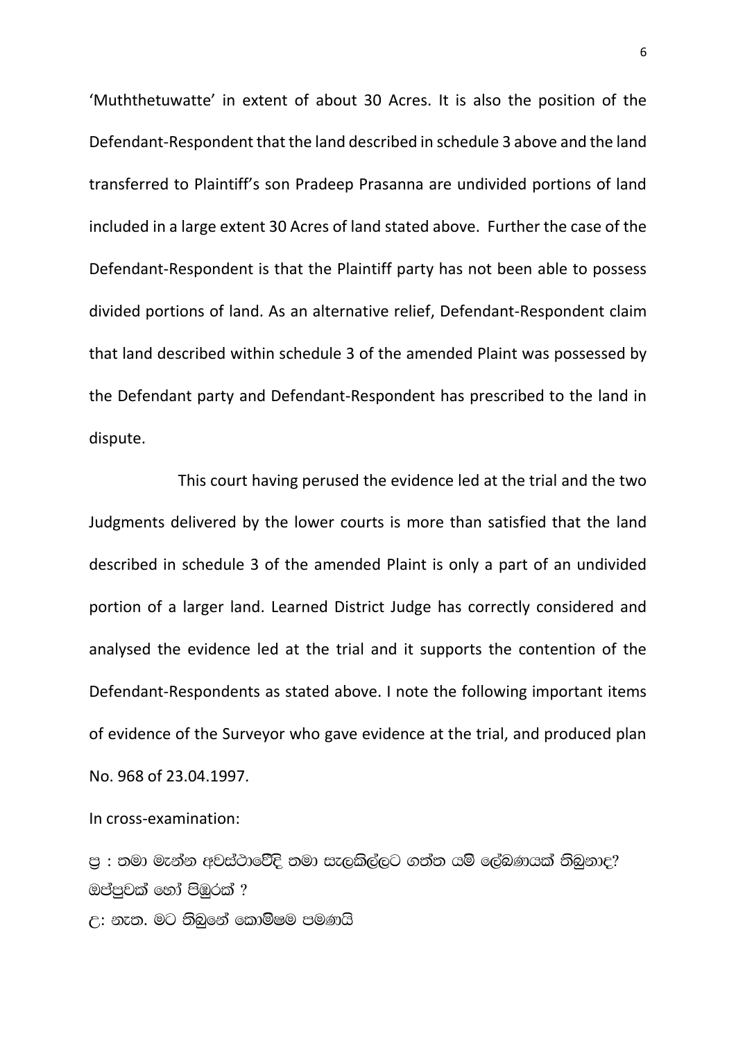'Muththetuwatte' in extent of about 30 Acres. It is also the position of the Defendant-Respondent that the land described in schedule 3 above and the land transferred to Plaintiff's son Pradeep Prasanna are undivided portions of land included in a large extent 30 Acres of land stated above. Further the case of the Defendant-Respondent is that the Plaintiff party has not been able to possess divided portions of land. As an alternative relief, Defendant-Respondent claim that land described within schedule 3 of the amended Plaint was possessed by the Defendant party and Defendant-Respondent has prescribed to the land in dispute.

This court having perused the evidence led at the trial and the two Judgments delivered by the lower courts is more than satisfied that the land described in schedule 3 of the amended Plaint is only a part of an undivided portion of a larger land. Learned District Judge has correctly considered and analysed the evidence led at the trial and it supports the contention of the Defendant-Respondents as stated above. I note the following important items of evidence of the Surveyor who gave evidence at the trial, and produced plan No. 968 of 23.04.1997.

In cross-examination:

ප්‍ර : තමා මැන්න අවස්ථාවේදී තමා සැලකිල්ලට ගත්ත යම් ලේඛණයක් තිබුනාද? ඔප්පුවක් හෝ පිඹුරක් ?

උ: නැත. මට තිබුනේ කොමිෂම පමණයි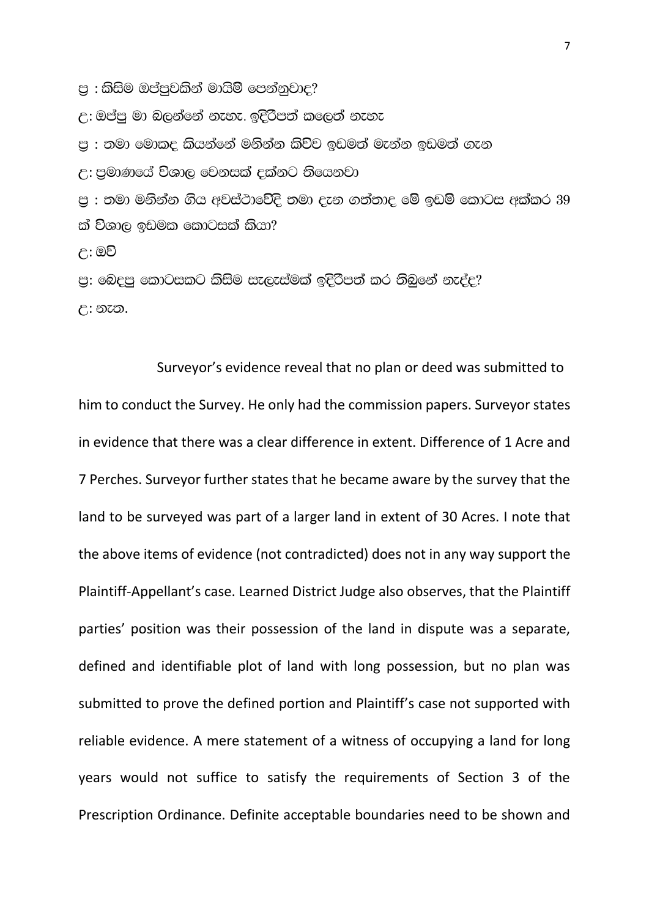ප්‍ර : කිසිම ඔප්පුවකින් මායිම් පෙන්නුවාද?

උ: ඔප්පු මා බලන්නේ නැහැ. ඉදිරිපත් කලෙත් නැහැ

ප්‍ර : තමා මොකද කියන්නේ මනින්න කිව්ව ඉඩමත් මැන්න ඉඩමත් ගැන

උ: ප්‍රමාණයේ විශාල වෙනසක් දක්නට තියෙනවා

ප්‍ර : තමා මනින්න ගිය අවස්ථාවේදි තමා දැන ගත්තාද මේ ඉඩම් කොටස අක්කර 39 ක් විශාල ඉඩමක කොටසක් කියා?

උ: ඔව්

ප්‍ර: බෙදපු කොටසකට කිසිම සැලැස්මක් ඉදිරිපත් කර තිබුනේ නැද්ද?

උ: නැත.

Surveyor's evidence reveal that no plan or deed was submitted to him to conduct the Survey. He only had the commission papers. Surveyor states in evidence that there was a clear difference in extent. Difference of 1 Acre and 7 Perches. Surveyor further states that he became aware by the survey that the land to be surveyed was part of a larger land in extent of 30 Acres. I note that the above items of evidence (not contradicted) does not in any way support the Plaintiff-Appellant's case. Learned District Judge also observes, that the Plaintiff parties' position was their possession of the land in dispute was a separate, defined and identifiable plot of land with long possession, but no plan was submitted to prove the defined portion and Plaintiff's case not supported with reliable evidence. A mere statement of a witness of occupying a land for long years would not suffice to satisfy the requirements of Section 3 of the Prescription Ordinance. Definite acceptable boundaries need to be shown and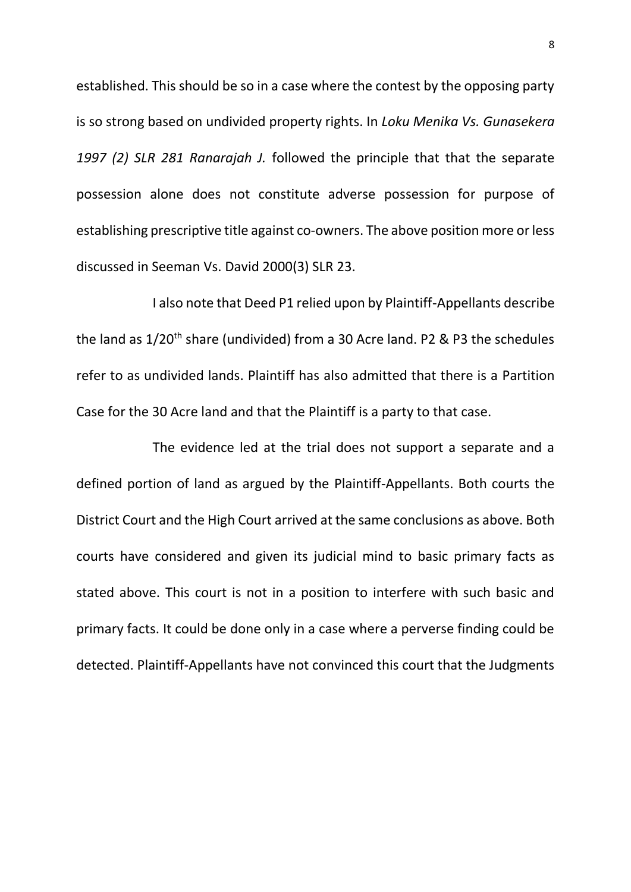established. This should be so in a case where the contest by the opposing party is so strong based on undivided property rights. In *Loku Menika Vs. Gunasekera 1997 (2) SLR 281 Ranarajah J.* followed the principle that that the separate possession alone does not constitute adverse possession for purpose of establishing prescriptive title against co-owners. The above position more or less discussed in Seeman Vs. David 2000(3) SLR 23.

I also note that Deed P1 relied upon by Plaintiff-Appellants describe the land as 1/20th share (undivided) from a 30 Acre land. P2 & P3 the schedules refer to as undivided lands. Plaintiff has also admitted that there is a Partition Case for the 30 Acre land and that the Plaintiff is a party to that case.

The evidence led at the trial does not support a separate and a defined portion of land as argued by the Plaintiff-Appellants. Both courts the District Court and the High Court arrived at the same conclusions as above. Both courts have considered and given its judicial mind to basic primary facts as stated above. This court is not in a position to interfere with such basic and primary facts. It could be done only in a case where a perverse finding could be detected. Plaintiff-Appellants have not convinced this court that the Judgments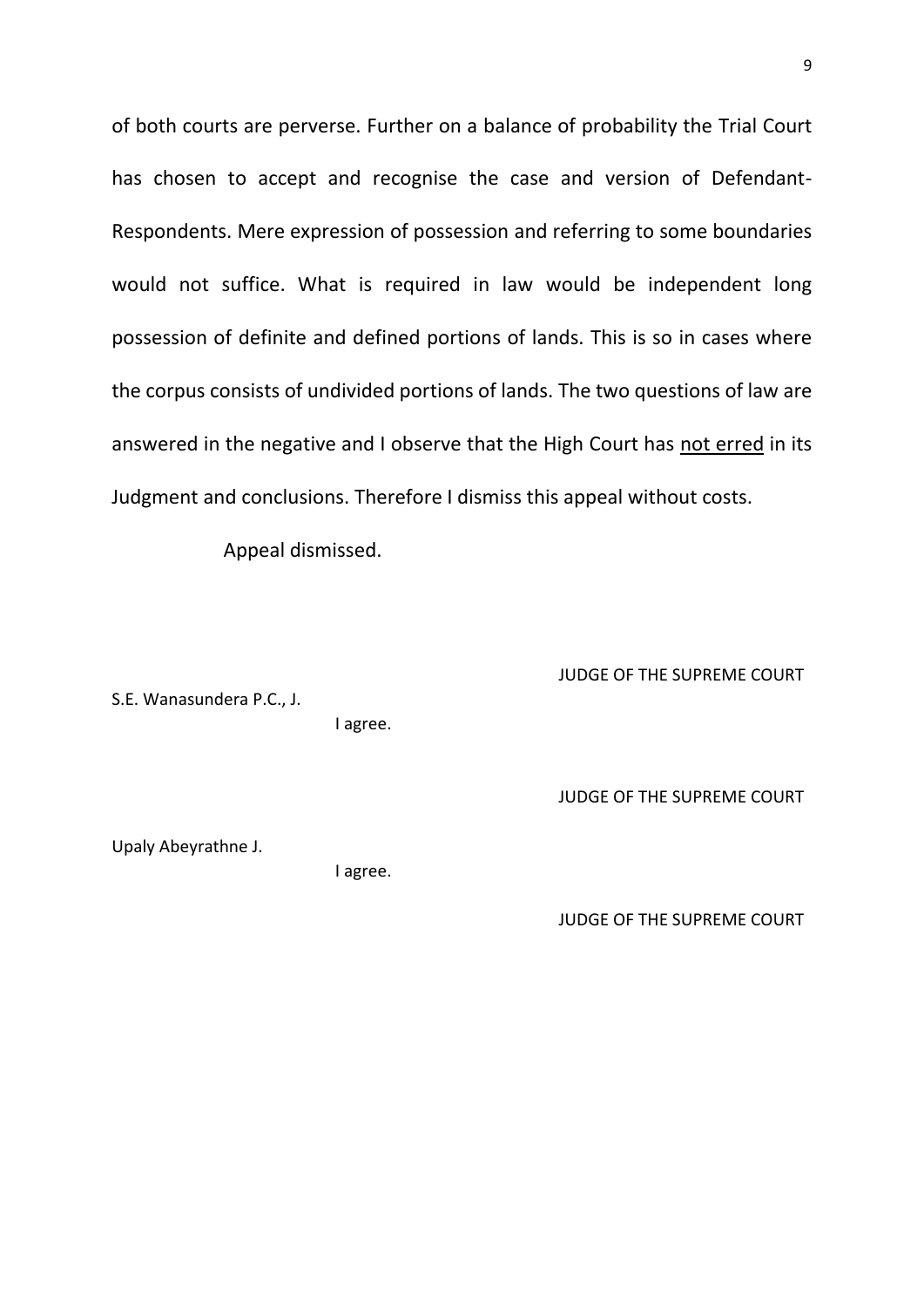of both courts are perverse. Further on a balance of probability the Trial Court has chosen to accept and recognise the case and version of Defendant-Respondents. Mere expression of possession and referring to some boundaries would not suffice. What is required in law would be independent long possession of definite and defined portions of lands. This is so in cases where the corpus consists of undivided portions of lands. The two questions of law are answered in the negative and I observe that the High Court has <u>not erred</u> in its Judgment and conclusions. Therefore I dismiss this appeal without costs.

Appeal dismissed.

JUDGE OF THE SUPREME COURT

S.E. Wanasundera P.C., J.

I agree.

JUDGE OF THE SUPREME COURT

Upaly Abeyrathne J.

I agree.

JUDGE OF THE SUPREME COURT